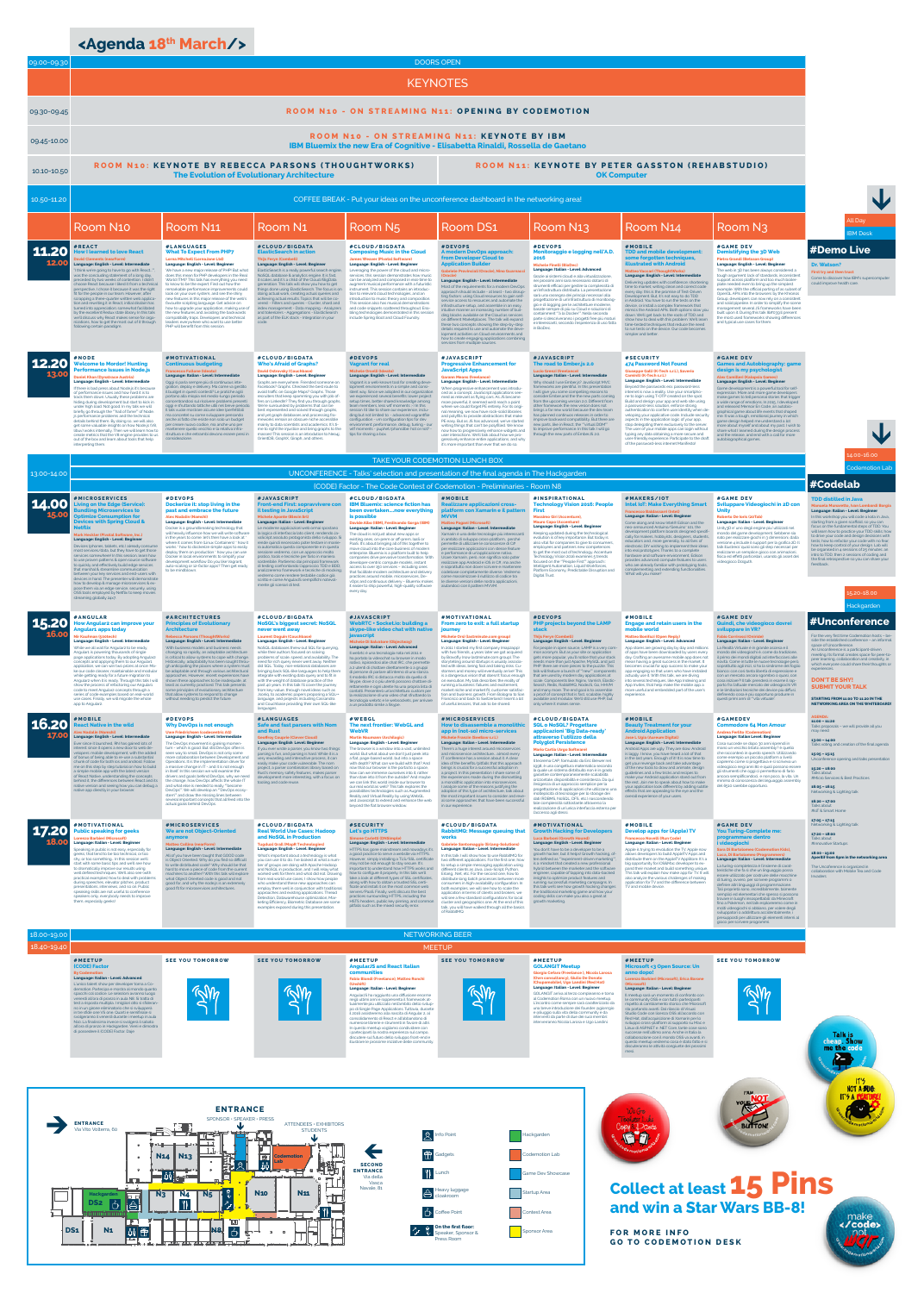# <Agenda 18th March/>

| Time | Session |
| --- | --- |
| 09.00–09.30 | DOORS OPEN |
| | KEYNOTES |
| 09.30–09.45 | ROOM N10 – ON STREAMING N11: OPENING BY CODEMOTION |
| 09.45–10.00 | ROOM N10 – ON STREAMING N11: KEYNOTE BY IBM – IBM Bluemix the new Era of Cognitive – Elisabetta Rinaldi, Rossella de Gaetano |
| 10.10–10.50 | ROOM N10: KEYNOTE BY REBECCA PARSONS (THOUGHTWORKS) – The Evolution of Evolutionary Architecture / ROOM N11: KEYNOTE BY PETER GASSTON (REHABSTUDIO) – OK Computer |
| 10.50–11.20 | COFFEE BREAK – Put your ideas on the unconference dashboard in the networking area! |

## Rooms: Room N10 | Room N11 | Room N1 | Room N5 | Room DS1 | Room N13 | Room N14 | Room N3

### 11.20 – 12.00

- **Room N10** – #REACT – How I learned to love React
- **Room N11** – #LANGUAGES – What To Expect From PHP7
- **Room N1** – #CLOUD/BIGDATA – ElasticSearch in action
- **Room N5** – #CLOUD/BIGDATA – Composing Music in the Cloud
- **Room DS1** – #DEVOPS – A modern DevOps approach: from Developer Cloud to Application Builder
- **Room N13** – #DEVOPS – Monitoraggio e logging nell'A.D. 2016
- **Room N14** – #MOBILE – TDD and mobile development: some forgotten techniques, illustrated with Android
- **Room N3** – #GAME DEV – Demystifying the 3D Web

### 12.20 – 13.00

- **Room N10** – #NODE – Welcome to Mordor! Hunting Performance Issues in Node.js
- **Room N11** – #MOTIVATIONAL – Continuous budgeting
- **Room N1** – #CLOUD/BIGDATA – Who's Afraid of Graphs?
- **Room N5** – #DEVOPS – Vagrant for real
- **Room DS1** – #JAVASCRIPT – Progressive Enhancement for JavaScript Apps
- **Room N13** – #JAVASCRIPT – The road to Ember.js 2.0
- **Room N14** – #SECURITY – 474 Password Not Found
- **Room N3** – #GAME DEV – Games and Autobiography: game design as psychologist

| Time | Session |
| --- | --- |
| 13.00–14.00 | TAKE YOUR CODEMOTION LUNCH BOX |
| | UNCONFERENCE – Talks' selection and presentation of the final agenda in The Hackgarden |
| | [CODE] Factor – The Code Contest of Codemotion – Preliminaries – Room N8 |

### 14.00 – 15.00

- **Room N10** – #MICROSERVICES – Living on the Edge (Service): Bundling Microservices to Optimize Consumption for Devices with Spring Cloud & Netflix
- **Room N11** – #DEVOPS – Dockerize it: stop living in the past and embrace the future
- **Room N1** – #JAVASCRIPT – Front-end: sopravvivere con il testing in JavaScript
- **Room N5** – #CLOUD/BIGDATA – IBM Bluemix: science fiction has been overtaken…now everything is possible
- **Room DS1** – #MOBILE – Realizzare applicazioni cross-platform con Xamarin e il pattern MVVM
- **Room N13** – #INSPIRATIONAL – Technology Vision 2016: People First
- **Room N14** – #MAKERS/IOT – Intel IoT: Make Everything Smart
- **Room N3** – #GAME DEV – Sviluppare Videogiochi in 2D con Unity

### 15.20 – 16.00

- **Room N10** – #ANGULAR – How Angular2 can improve your Angular1 apps today
- **Room N11** – #ARCHITECTURES – Principles of Evolutionary Architecture
- **Room N1** – #CLOUD/BIGDATA – NoSQL's biggest secret: NoSQL never went away
- **Room N5** – #JAVASCRIPT – WebRTC – Socket.io: building a skype-like video chat with native javascript
- **Room DS1** – #MOTIVATIONAL – From zero to exit: a full startup journey
- **Room N13** – #DEVOPS – PHP projects beyond the LAMP stack
- **Room N14** – #MOBILE – Engage and retain users in the mobile world
- **Room N3** – #GAME DEV – Quindi, che videogioco dovrei sviluppare in VR?

### 16.20 – 17.00

- **Room N10** – #MOBILE – React Native in the wild
- **Room N11** – #DEVOPS – Why DevOps is not enough
- **Room N1** – #LANGUAGES – Safe and fast parsers with Nom and Rust
- **Room N5** – #WEBGL – The next frontier: WebGL and WebVR
- **Room DS1** – #MICROSERVICES – How to disassemble a monolithic app in (not-so) micro services
- **Room N13** – #CLOUD/BIGDATA – SQL e NoSQL? Progettare applicazioni 'Big Data-ready' attraverso l'utilizzo della Polyglot persistence
- **Room N14** – #MOBILE – Beauty Treatment for your Android Application
- **Room N3** – #GAMEDEV – Commodore 64 Mon Amour

### 17.20 – 18.00

- **Room N10** – #MOTIVATIONAL – Public speaking for geeks
- **Room N11** – #MICROSERVICES – We are not Object-Oriented anymore
- **Room N1** – #CLOUD/BIGDATA – Real World Use Cases: Hadoop and NoSQL in Production
- **Room N5** – #SECURITY – Let's go HTTPS
- **Room DS1** – #CLOUD/BIGDATA – RabbitMQ: Message queuing that works
- **Room N13** – #MOTIVATIONAL – Growth Hacking for Developers
- **Room N14** – #MOBILE – Develop apps for (Apple) TV
- **Room N3** – #GAME DEV – You Tube/ing: Complete me: programmare dentro i videogiochi

| Time | Session |
| --- | --- |
| 18.00–19.00 | NETWORKING BEER |
| 18.40–19.40 | MEETUP |

### Meetups

- **Room N10** – #MEETUP – [CODE] Factor
- **Room N11** – SEE YOU TOMORROW
- **Room N1** – SEE YOU TOMORROW
- **Room N5** – #MEETUP – AngularJS and React Italian communities
- **Room DS1** – SEE YOU TOMORROW
- **Room N13** – #MEETUP – GOLANGIT Meetup
- **Room N14** – #MEETUP – Microsoft c3 Open Source: un anno dopo!
- **Room N3** – SEE YOU TOMORROW

## Side column

- All Day – IBM Desk – **#Demo Live** – Dr. Watson?
- 14.00–16.00 – Codemotion Lab – **#Codelab** – TDD distilled in Java
- 15.20–18.00 – Hackgarden – **#Unconference**

DON'T BE SHY! SUBMIT YOUR TALK

## Map

ENTRANCE – SPONSOR – SPEAKER – PRESS

ATTENDEES – EXHIBITORS – STUDENTS

Legend: Info Point, Gadgets, Lunch, Heavy luggage cloakroom, Coffee Point, On the first floor: Speaker, Sponsor & Press Room, Hackgarden, Codemotion Lab, Game Dev Showcase, Startup Area, Contest Area, Sponsor Area

SECOND ENTRANCE – Via della Vasca Navale, 81

ENTRANCE – Via Vito Volterra, 60

**Collect at least 15 Pins and win a Star Wars BB-8!**

FOR MORE INFO GO TO CODEMOTION DESK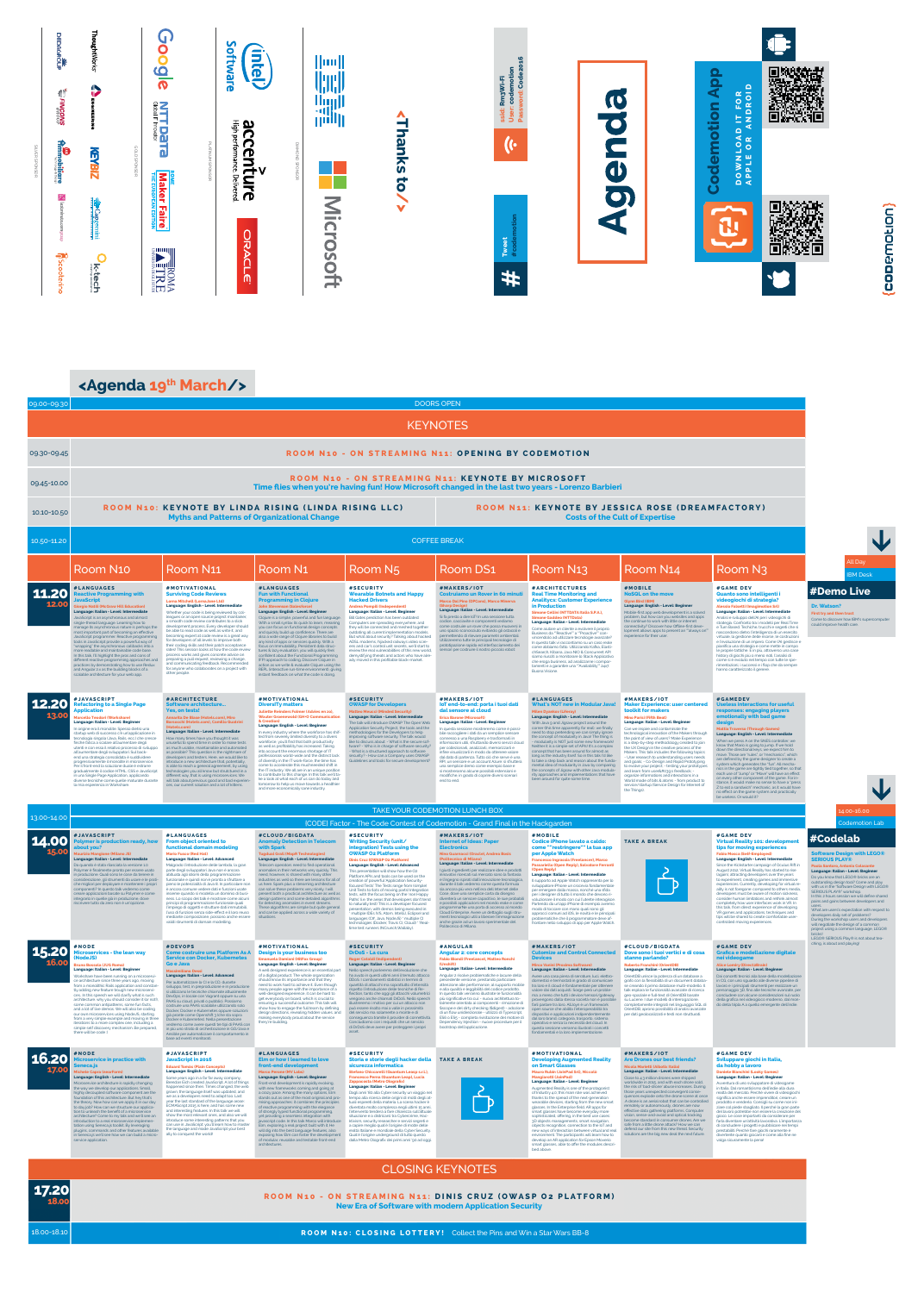ssid: RmgWi-Fi
User: codemotion
Password: Code2016

Tweet #codemotion

<Thanks to/>

Google · NTT Data · Maker Faire Rome · Intel Software · Accenture – High performance. Delivered · Oracle · IBM · Microsoft · ThoughtWorks · Dedagroup · Engineering · Fincons Group · KeyBiz · Immobiliare.it · Capgemini · K-tech · Scuderia Ro

# Agenda

**Codemotion App** – Download it for Apple or Android

# <Agenda 19th March/>

| Time | |
|---|---|
| 09.00-09.30 | DOORS OPEN |
| | **KEYNOTES** |
| 09.30-09.45 | ROOM N10 – ON STREAMING N11: OPENING BY CODEMOTION |
| 09.45-10.00 | ROOM N10 – ON STREAMING N11: KEYNOTE BY MICROSOFT – Time flies when you're having fun! How Microsoft changed in the last two years – Lorenzo Barbieri |
| 10.10-10.50 | ROOM N10: KEYNOTE BY LINDA RISING (LINDA RISING LLC) – Myths and Patterns of Organizational Change / ROOM N11: KEYNOTE BY JESSICA ROSE (DREAMFACTORY) – Costs of the Cult of Expertise |
| 10.50-11.20 | COFFEE BREAK |

| Time | Room N10 | Room N11 | Room N1 | Room N5 | Room DS1 | Room N13 | Room N14 | Room N3 |
|---|---|---|---|---|---|---|---|---|
| 11.20-12.00 | #LANGUAGES – Reactive Programming with JavaScript | #MOTIVATIONAL – Surviving Code Reviews | #LANGUAGES – Fun with Functional Programming in Clojure | #SECURITY – Wearable Botnets and Happy Hacked Drivers | #MAKERS/IOT – Costruiamo un Rover in 60 minuti | #ARCHITECTURES – Real Time Monitoring and Analytics: Customer Experience in Production | #MOBILE – NoSQL on the move | #GAME DEV – Quanto sono intelligenti i videogiochi di strategia? |
| 12.20-13.00 | #JAVASCRIPT – Refactoring to a Single Page Application | #ARCHITECTURE – Software architecture... Yes, on tests! | #MOTIVATIONAL – DiversITy matters | #SECURITY – OWASP for Developers | #MAKERS/IOT – IoT end-to-end: porta i tuoi dati dai sensori al cloud | #LANGUAGES – What's NOT new in Modular Java! | #MAKERS/IOT – Maker Experience: user centered toolkit for makers | #GAMEDEV – Useless interactions for useful responses: engaging players emotionally with bad game design |
| 13.00-14.00 | TAKE YOUR CODEMOTION LUNCH BOX – [CODE] Factor – The Code Contest of Codemotion – Grand Final in the Hackgarden | | | | | | | |
| 14.00-15.00 | #JAVASCRIPT – Polymer is production ready, how about you? | #LANGUAGES – From object oriented to functional domain modeling | #CLOUD/BIGDATA – Anomaly Detection in Telecom with Spark | #SECURITY – Writing Security (unit/integration) Tests using the OWASP O2 Platform | #MAKERS/IOT – Internet of Ideas: Paper Electronics | #MOBILE – Codice iPhone lavato a caldo: come "restringere" la tua app per Apple Watch | TAKE A BREAK | #GAME DEV – Virtual Reality 101: development tips for moving experiences |
| 15.20-16.00 | #NODE – Microservices – the lean way (NodeJS) | #DEVOPS – Come costruire una Platform As A Service con Docker, Kubernetes Go e Java | #MOTIVATIONAL – Design is your business too | #SECURITY – DrDoS – La cura | #ANGULAR – Angular 2: core concepts | #MAKERS/IOT – Customer centric Control Connected Devices | #CLOUD/BIGDATA – Dove sono i tuoi vertici e di cosa stanno parlando? | #GAME DEV – Grafica e modellazione digitale nei videogame |
| 16.20-17.00 | #NODE – Microservice in practice with Seneca.js | #JAVASCRIPT – JavaScript in 2016 | #LANGUAGES – Elm or how I learned to love front-end development | #SECURITY – Storia e storie degli hacker della sicurezza informatica | TAKE A BREAK | #MOTIVATIONAL – Developing Augmented Reality on Smart Glasses | #MAKERS/IOT – Are Drones our best friends? | #GAME DEV – Sviluppare giochi in Italia, da hobby a lavoro |

| Time | |
|---|---|
| | **CLOSING KEYNOTES** |
| 17.20-18.00 | ROOM N10 – ON STREAMING N11: DINIS CRUZ (OWASP O2 PLATFORM) – New Era of Software with modern Application Security |
| 18.00-18.10 | ROOM N10: CLOSING LOTTERY! Collect the Pins and Win a Star Wars BB-8 |

**All Day – IBM Desk**

# #Demo Live

Dr. Watson?

**14.00-15.00 – Codemotion Lab**

# #Codelab

Software Design with LEGO® SERIOUS PLAY®